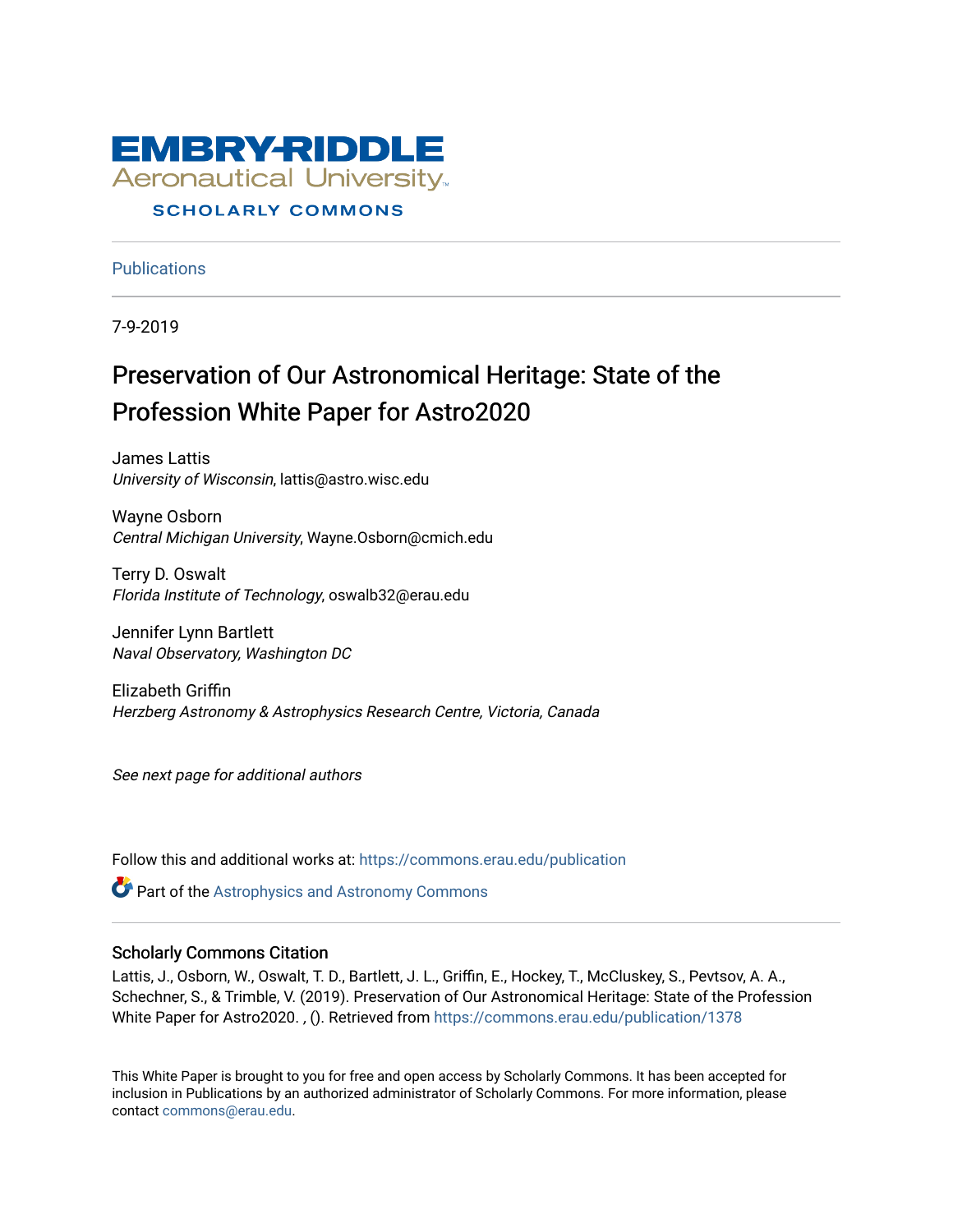EMBRY-RIDDLE
Aeronautical University
SCHOLARLY COMMONS

Publications

7-9-2019

# Preservation of Our Astronomical Heritage: State of the Profession White Paper for Astro2020

James Lattis
*University of Wisconsin*, lattis@astro.wisc.edu

Wayne Osborn
*Central Michigan University*, Wayne.Osborn@cmich.edu

Terry D. Oswalt
*Florida Institute of Technology*, oswalb32@erau.edu

Jennifer Lynn Bartlett
*Naval Observatory, Washington DC*

Elizabeth Griffin
*Herzberg Astronomy & Astrophysics Research Centre, Victoria, Canada*

*See next page for additional authors*

Follow this and additional works at: https://commons.erau.edu/publication

Part of the Astrophysics and Astronomy Commons

## Scholarly Commons Citation

Lattis, J., Osborn, W., Oswalt, T. D., Bartlett, J. L., Griffin, E., Hockey, T., McCluskey, S., Pevtsov, A. A., Schechner, S., & Trimble, V. (2019). Preservation of Our Astronomical Heritage: State of the Profession White Paper for Astro2020. , (). Retrieved from https://commons.erau.edu/publication/1378

This White Paper is brought to you for free and open access by Scholarly Commons. It has been accepted for inclusion in Publications by an authorized administrator of Scholarly Commons. For more information, please contact commons@erau.edu.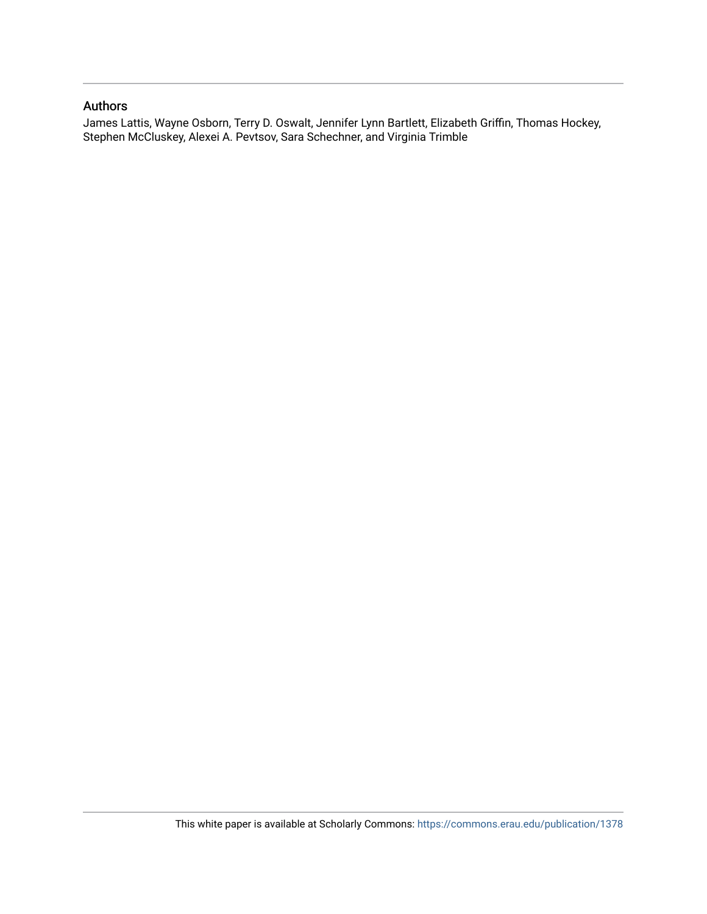## Authors

James Lattis, Wayne Osborn, Terry D. Oswalt, Jennifer Lynn Bartlett, Elizabeth Griffin, Thomas Hockey, Stephen McCluskey, Alexei A. Pevtsov, Sara Schechner, and Virginia Trimble

This white paper is available at Scholarly Commons: https://commons.erau.edu/publication/1378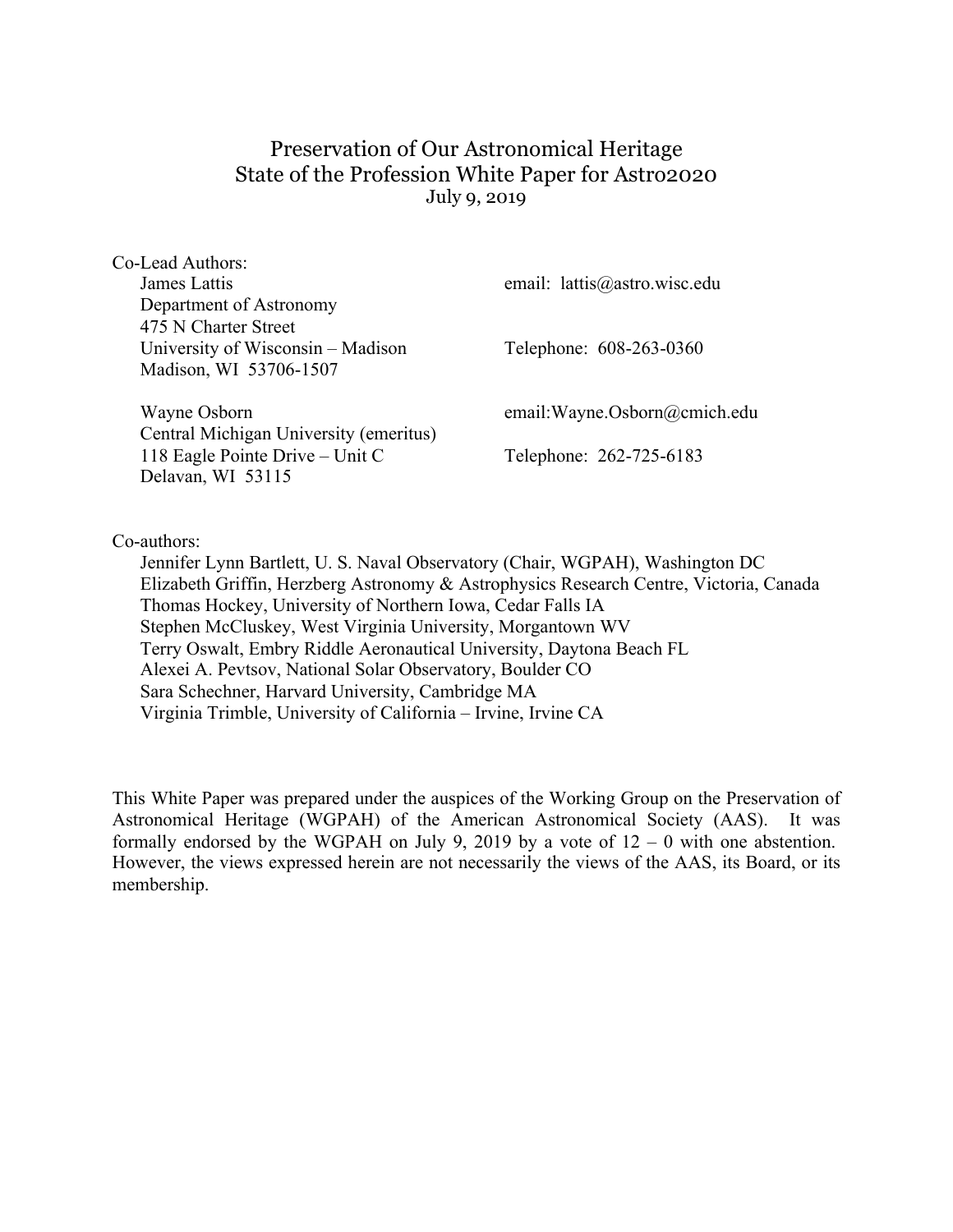# Preservation of Our Astronomical Heritage
## State of the Profession White Paper for Astro2020
July 9, 2019

Co-Lead Authors:

James Lattis
Department of Astronomy
475 N Charter Street
University of Wisconsin – Madison
Madison, WI 53706-1507

email: lattis@astro.wisc.edu

Telephone: 608-263-0360

Wayne Osborn
Central Michigan University (emeritus)
118 Eagle Pointe Drive – Unit C
Delavan, WI 53115

email:Wayne.Osborn@cmich.edu

Telephone: 262-725-6183

Co-authors:

Jennifer Lynn Bartlett, U. S. Naval Observatory (Chair, WGPAH), Washington DC
Elizabeth Griffin, Herzberg Astronomy & Astrophysics Research Centre, Victoria, Canada
Thomas Hockey, University of Northern Iowa, Cedar Falls IA
Stephen McCluskey, West Virginia University, Morgantown WV
Terry Oswalt, Embry Riddle Aeronautical University, Daytona Beach FL
Alexei A. Pevtsov, National Solar Observatory, Boulder CO
Sara Schechner, Harvard University, Cambridge MA
Virginia Trimble, University of California – Irvine, Irvine CA

This White Paper was prepared under the auspices of the Working Group on the Preservation of Astronomical Heritage (WGPAH) of the American Astronomical Society (AAS). It was formally endorsed by the WGPAH on July 9, 2019 by a vote of 12 – 0 with one abstention. However, the views expressed herein are not necessarily the views of the AAS, its Board, or its membership.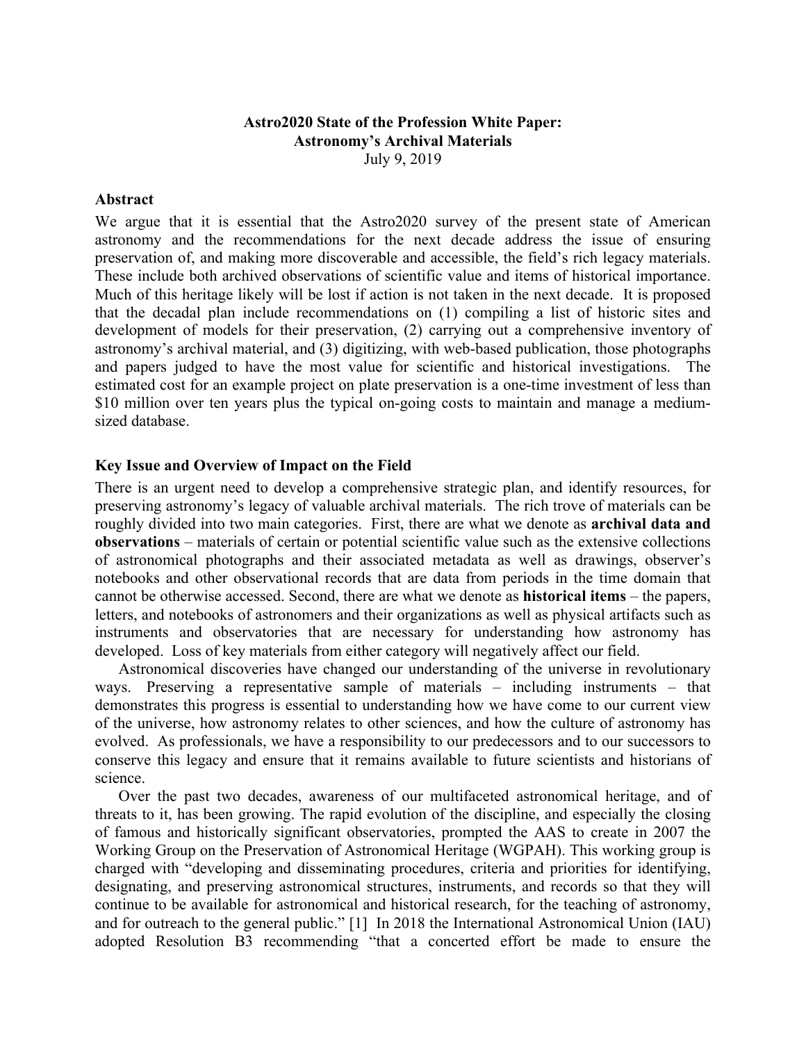**Astro2020 State of the Profession White Paper:**
**Astronomy's Archival Materials**
July 9, 2019

### Abstract

We argue that it is essential that the Astro2020 survey of the present state of American astronomy and the recommendations for the next decade address the issue of ensuring preservation of, and making more discoverable and accessible, the field's rich legacy materials. These include both archived observations of scientific value and items of historical importance. Much of this heritage likely will be lost if action is not taken in the next decade. It is proposed that the decadal plan include recommendations on (1) compiling a list of historic sites and development of models for their preservation, (2) carrying out a comprehensive inventory of astronomy's archival material, and (3) digitizing, with web-based publication, those photographs and papers judged to have the most value for scientific and historical investigations. The estimated cost for an example project on plate preservation is a one-time investment of less than \$10 million over ten years plus the typical on-going costs to maintain and manage a medium-sized database.

### Key Issue and Overview of Impact on the Field

There is an urgent need to develop a comprehensive strategic plan, and identify resources, for preserving astronomy's legacy of valuable archival materials. The rich trove of materials can be roughly divided into two main categories. First, there are what we denote as **archival data and observations** – materials of certain or potential scientific value such as the extensive collections of astronomical photographs and their associated metadata as well as drawings, observer's notebooks and other observational records that are data from periods in the time domain that cannot be otherwise accessed. Second, there are what we denote as **historical items** – the papers, letters, and notebooks of astronomers and their organizations as well as physical artifacts such as instruments and observatories that are necessary for understanding how astronomy has developed. Loss of key materials from either category will negatively affect our field.

Astronomical discoveries have changed our understanding of the universe in revolutionary ways. Preserving a representative sample of materials – including instruments – that demonstrates this progress is essential to understanding how we have come to our current view of the universe, how astronomy relates to other sciences, and how the culture of astronomy has evolved. As professionals, we have a responsibility to our predecessors and to our successors to conserve this legacy and ensure that it remains available to future scientists and historians of science.

Over the past two decades, awareness of our multifaceted astronomical heritage, and of threats to it, has been growing. The rapid evolution of the discipline, and especially the closing of famous and historically significant observatories, prompted the AAS to create in 2007 the Working Group on the Preservation of Astronomical Heritage (WGPAH). This working group is charged with "developing and disseminating procedures, criteria and priorities for identifying, designating, and preserving astronomical structures, instruments, and records so that they will continue to be available for astronomical and historical research, for the teaching of astronomy, and for outreach to the general public." [1] In 2018 the International Astronomical Union (IAU) adopted Resolution B3 recommending "that a concerted effort be made to ensure the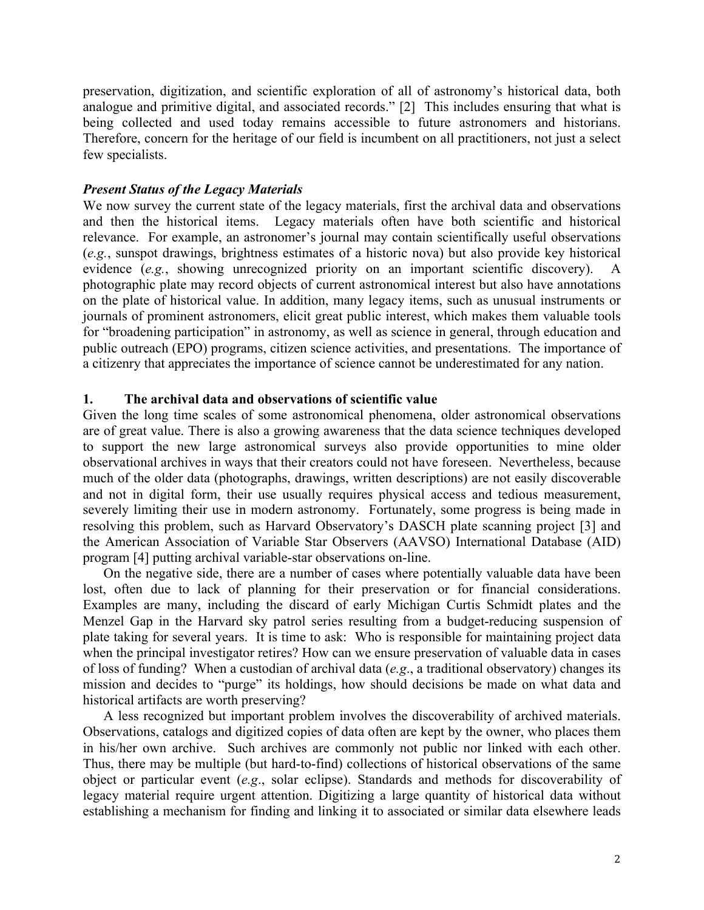preservation, digitization, and scientific exploration of all of astronomy's historical data, both analogue and primitive digital, and associated records." [2] This includes ensuring that what is being collected and used today remains accessible to future astronomers and historians. Therefore, concern for the heritage of our field is incumbent on all practitioners, not just a select few specialists.

### *Present Status of the Legacy Materials*

We now survey the current state of the legacy materials, first the archival data and observations and then the historical items. Legacy materials often have both scientific and historical relevance. For example, an astronomer's journal may contain scientifically useful observations (*e.g.*, sunspot drawings, brightness estimates of a historic nova) but also provide key historical evidence (*e.g.*, showing unrecognized priority on an important scientific discovery). A photographic plate may record objects of current astronomical interest but also have annotations on the plate of historical value. In addition, many legacy items, such as unusual instruments or journals of prominent astronomers, elicit great public interest, which makes them valuable tools for "broadening participation" in astronomy, as well as science in general, through education and public outreach (EPO) programs, citizen science activities, and presentations. The importance of a citizenry that appreciates the importance of science cannot be underestimated for any nation.

### 1. The archival data and observations of scientific value

Given the long time scales of some astronomical phenomena, older astronomical observations are of great value. There is also a growing awareness that the data science techniques developed to support the new large astronomical surveys also provide opportunities to mine older observational archives in ways that their creators could not have foreseen. Nevertheless, because much of the older data (photographs, drawings, written descriptions) are not easily discoverable and not in digital form, their use usually requires physical access and tedious measurement, severely limiting their use in modern astronomy. Fortunately, some progress is being made in resolving this problem, such as Harvard Observatory's DASCH plate scanning project [3] and the American Association of Variable Star Observers (AAVSO) International Database (AID) program [4] putting archival variable-star observations on-line.

On the negative side, there are a number of cases where potentially valuable data have been lost, often due to lack of planning for their preservation or for financial considerations. Examples are many, including the discard of early Michigan Curtis Schmidt plates and the Menzel Gap in the Harvard sky patrol series resulting from a budget-reducing suspension of plate taking for several years. It is time to ask: Who is responsible for maintaining project data when the principal investigator retires? How can we ensure preservation of valuable data in cases of loss of funding? When a custodian of archival data (*e.g.*, a traditional observatory) changes its mission and decides to "purge" its holdings, how should decisions be made on what data and historical artifacts are worth preserving?

A less recognized but important problem involves the discoverability of archived materials. Observations, catalogs and digitized copies of data often are kept by the owner, who places them in his/her own archive. Such archives are commonly not public nor linked with each other. Thus, there may be multiple (but hard-to-find) collections of historical observations of the same object or particular event (*e.g*., solar eclipse). Standards and methods for discoverability of legacy material require urgent attention. Digitizing a large quantity of historical data without establishing a mechanism for finding and linking it to associated or similar data elsewhere leads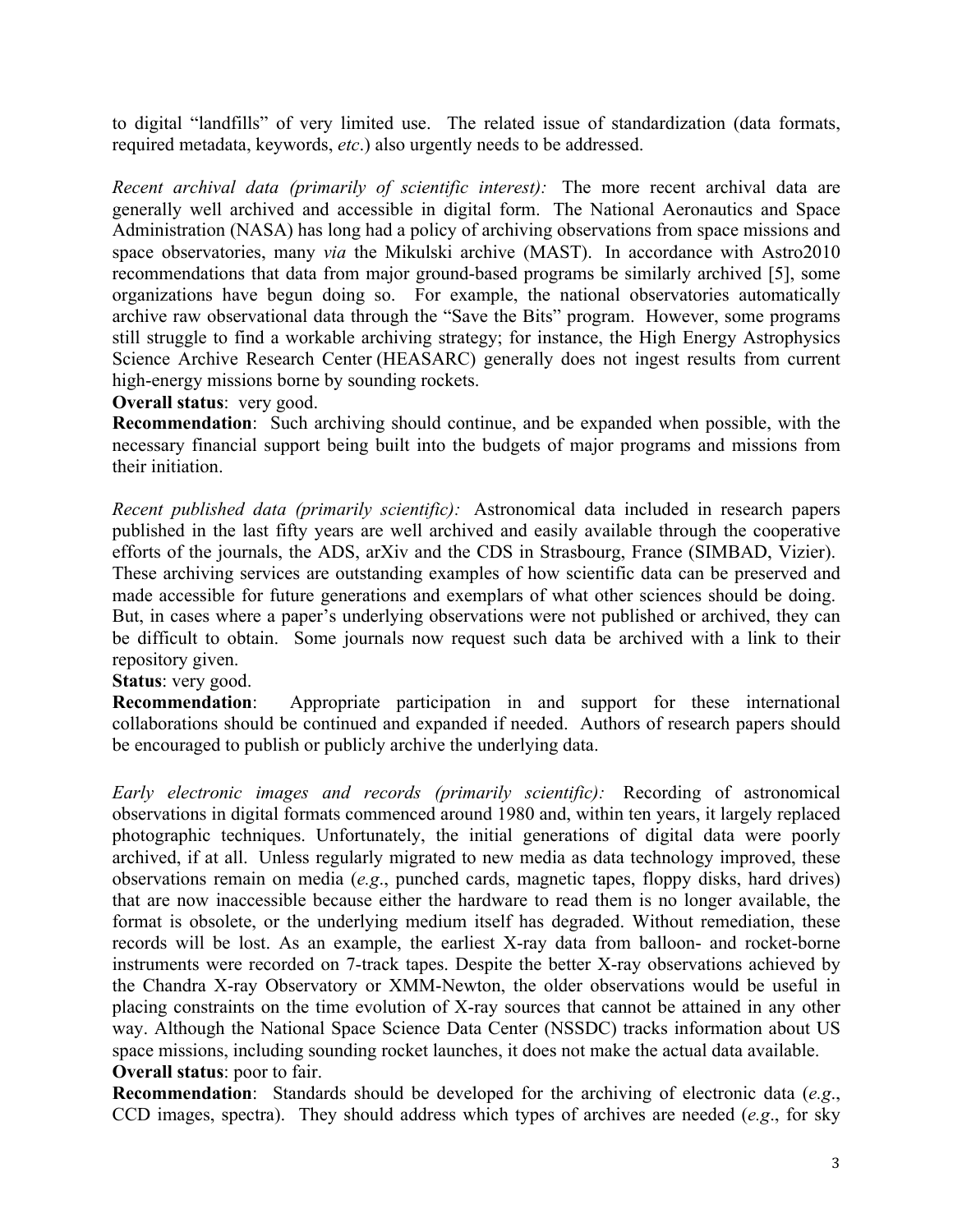to digital "landfills" of very limited use. The related issue of standardization (data formats, required metadata, keywords, *etc*.) also urgently needs to be addressed.

*Recent archival data (primarily of scientific interest):* The more recent archival data are generally well archived and accessible in digital form. The National Aeronautics and Space Administration (NASA) has long had a policy of archiving observations from space missions and space observatories, many *via* the Mikulski archive (MAST). In accordance with Astro2010 recommendations that data from major ground-based programs be similarly archived [5], some organizations have begun doing so. For example, the national observatories automatically archive raw observational data through the "Save the Bits" program. However, some programs still struggle to find a workable archiving strategy; for instance, the High Energy Astrophysics Science Archive Research Center (HEASARC) generally does not ingest results from current high-energy missions borne by sounding rockets.

**Overall status**: very good.

**Recommendation**: Such archiving should continue, and be expanded when possible, with the necessary financial support being built into the budgets of major programs and missions from their initiation.

*Recent published data (primarily scientific):* Astronomical data included in research papers published in the last fifty years are well archived and easily available through the cooperative efforts of the journals, the ADS, arXiv and the CDS in Strasbourg, France (SIMBAD, Vizier). These archiving services are outstanding examples of how scientific data can be preserved and made accessible for future generations and exemplars of what other sciences should be doing. But, in cases where a paper's underlying observations were not published or archived, they can be difficult to obtain. Some journals now request such data be archived with a link to their repository given.

**Status**: very good.

**Recommendation**: Appropriate participation in and support for these international collaborations should be continued and expanded if needed. Authors of research papers should be encouraged to publish or publicly archive the underlying data.

*Early electronic images and records (primarily scientific):* Recording of astronomical observations in digital formats commenced around 1980 and, within ten years, it largely replaced photographic techniques. Unfortunately, the initial generations of digital data were poorly archived, if at all. Unless regularly migrated to new media as data technology improved, these observations remain on media (*e.g*., punched cards, magnetic tapes, floppy disks, hard drives) that are now inaccessible because either the hardware to read them is no longer available, the format is obsolete, or the underlying medium itself has degraded. Without remediation, these records will be lost. As an example, the earliest X-ray data from balloon- and rocket-borne instruments were recorded on 7-track tapes. Despite the better X-ray observations achieved by the Chandra X-ray Observatory or XMM-Newton, the older observations would be useful in placing constraints on the time evolution of X-ray sources that cannot be attained in any other way. Although the National Space Science Data Center (NSSDC) tracks information about US space missions, including sounding rocket launches, it does not make the actual data available.

**Overall status**: poor to fair.

**Recommendation**: Standards should be developed for the archiving of electronic data (*e.g*., CCD images, spectra). They should address which types of archives are needed (*e.g*., for sky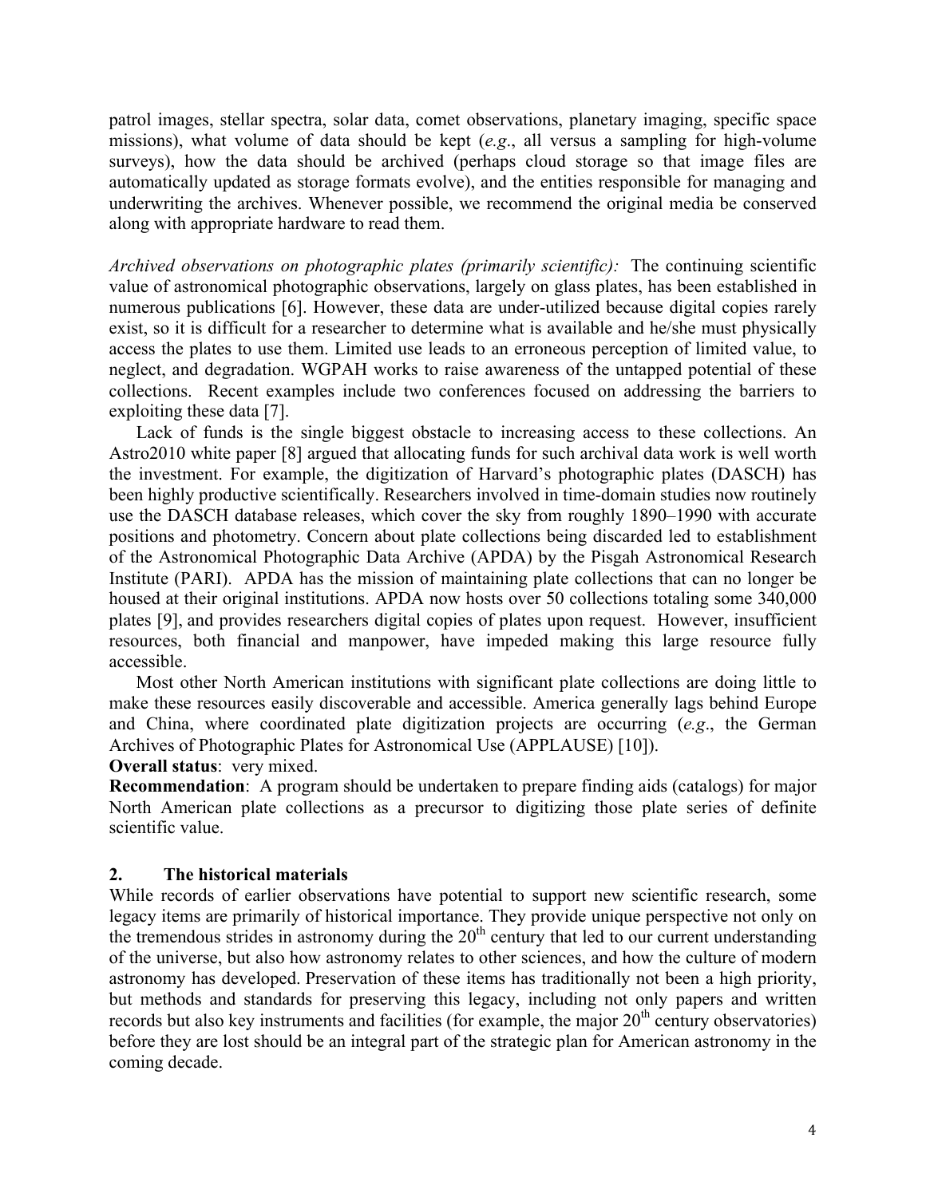patrol images, stellar spectra, solar data, comet observations, planetary imaging, specific space missions), what volume of data should be kept (*e.g*., all versus a sampling for high-volume surveys), how the data should be archived (perhaps cloud storage so that image files are automatically updated as storage formats evolve), and the entities responsible for managing and underwriting the archives. Whenever possible, we recommend the original media be conserved along with appropriate hardware to read them.

*Archived observations on photographic plates (primarily scientific):* The continuing scientific value of astronomical photographic observations, largely on glass plates, has been established in numerous publications [6]. However, these data are under-utilized because digital copies rarely exist, so it is difficult for a researcher to determine what is available and he/she must physically access the plates to use them. Limited use leads to an erroneous perception of limited value, to neglect, and degradation. WGPAH works to raise awareness of the untapped potential of these collections. Recent examples include two conferences focused on addressing the barriers to exploiting these data [7].

Lack of funds is the single biggest obstacle to increasing access to these collections. An Astro2010 white paper [8] argued that allocating funds for such archival data work is well worth the investment. For example, the digitization of Harvard's photographic plates (DASCH) has been highly productive scientifically. Researchers involved in time-domain studies now routinely use the DASCH database releases, which cover the sky from roughly 1890–1990 with accurate positions and photometry. Concern about plate collections being discarded led to establishment of the Astronomical Photographic Data Archive (APDA) by the Pisgah Astronomical Research Institute (PARI). APDA has the mission of maintaining plate collections that can no longer be housed at their original institutions. APDA now hosts over 50 collections totaling some 340,000 plates [9], and provides researchers digital copies of plates upon request. However, insufficient resources, both financial and manpower, have impeded making this large resource fully accessible.

Most other North American institutions with significant plate collections are doing little to make these resources easily discoverable and accessible. America generally lags behind Europe and China, where coordinated plate digitization projects are occurring (*e.g*., the German Archives of Photographic Plates for Astronomical Use (APPLAUSE) [10]).

**Overall status**: very mixed.

**Recommendation**: A program should be undertaken to prepare finding aids (catalogs) for major North American plate collections as a precursor to digitizing those plate series of definite scientific value.

## 2. The historical materials

While records of earlier observations have potential to support new scientific research, some legacy items are primarily of historical importance. They provide unique perspective not only on the tremendous strides in astronomy during the 20th century that led to our current understanding of the universe, but also how astronomy relates to other sciences, and how the culture of modern astronomy has developed. Preservation of these items has traditionally not been a high priority, but methods and standards for preserving this legacy, including not only papers and written records but also key instruments and facilities (for example, the major 20th century observatories) before they are lost should be an integral part of the strategic plan for American astronomy in the coming decade.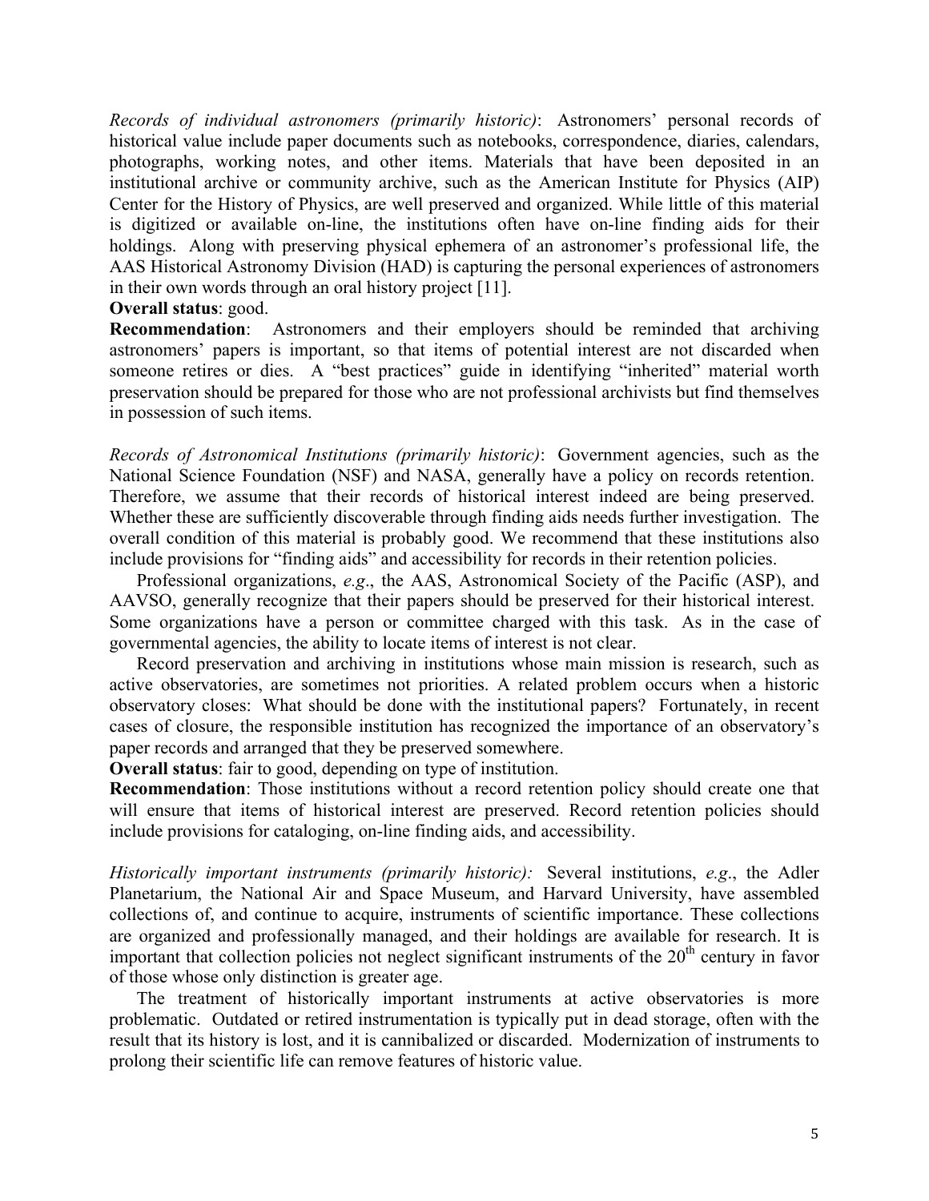*Records of individual astronomers (primarily historic)*: Astronomers' personal records of historical value include paper documents such as notebooks, correspondence, diaries, calendars, photographs, working notes, and other items. Materials that have been deposited in an institutional archive or community archive, such as the American Institute for Physics (AIP) Center for the History of Physics, are well preserved and organized. While little of this material is digitized or available on-line, the institutions often have on-line finding aids for their holdings. Along with preserving physical ephemera of an astronomer's professional life, the AAS Historical Astronomy Division (HAD) is capturing the personal experiences of astronomers in their own words through an oral history project [11].

**Overall status**: good.

**Recommendation**: Astronomers and their employers should be reminded that archiving astronomers' papers is important, so that items of potential interest are not discarded when someone retires or dies. A "best practices" guide in identifying "inherited" material worth preservation should be prepared for those who are not professional archivists but find themselves in possession of such items.

*Records of Astronomical Institutions (primarily historic)*: Government agencies, such as the National Science Foundation (NSF) and NASA, generally have a policy on records retention. Therefore, we assume that their records of historical interest indeed are being preserved. Whether these are sufficiently discoverable through finding aids needs further investigation. The overall condition of this material is probably good. We recommend that these institutions also include provisions for "finding aids" and accessibility for records in their retention policies.

Professional organizations, *e.g*., the AAS, Astronomical Society of the Pacific (ASP), and AAVSO, generally recognize that their papers should be preserved for their historical interest. Some organizations have a person or committee charged with this task. As in the case of governmental agencies, the ability to locate items of interest is not clear.

Record preservation and archiving in institutions whose main mission is research, such as active observatories, are sometimes not priorities. A related problem occurs when a historic observatory closes: What should be done with the institutional papers? Fortunately, in recent cases of closure, the responsible institution has recognized the importance of an observatory's paper records and arranged that they be preserved somewhere.

**Overall status**: fair to good, depending on type of institution.

**Recommendation**: Those institutions without a record retention policy should create one that will ensure that items of historical interest are preserved. Record retention policies should include provisions for cataloging, on-line finding aids, and accessibility.

*Historically important instruments (primarily historic):* Several institutions, *e.g*., the Adler Planetarium, the National Air and Space Museum, and Harvard University, have assembled collections of, and continue to acquire, instruments of scientific importance. These collections are organized and professionally managed, and their holdings are available for research. It is important that collection policies not neglect significant instruments of the 20th century in favor of those whose only distinction is greater age.

The treatment of historically important instruments at active observatories is more problematic. Outdated or retired instrumentation is typically put in dead storage, often with the result that its history is lost, and it is cannibalized or discarded. Modernization of instruments to prolong their scientific life can remove features of historic value.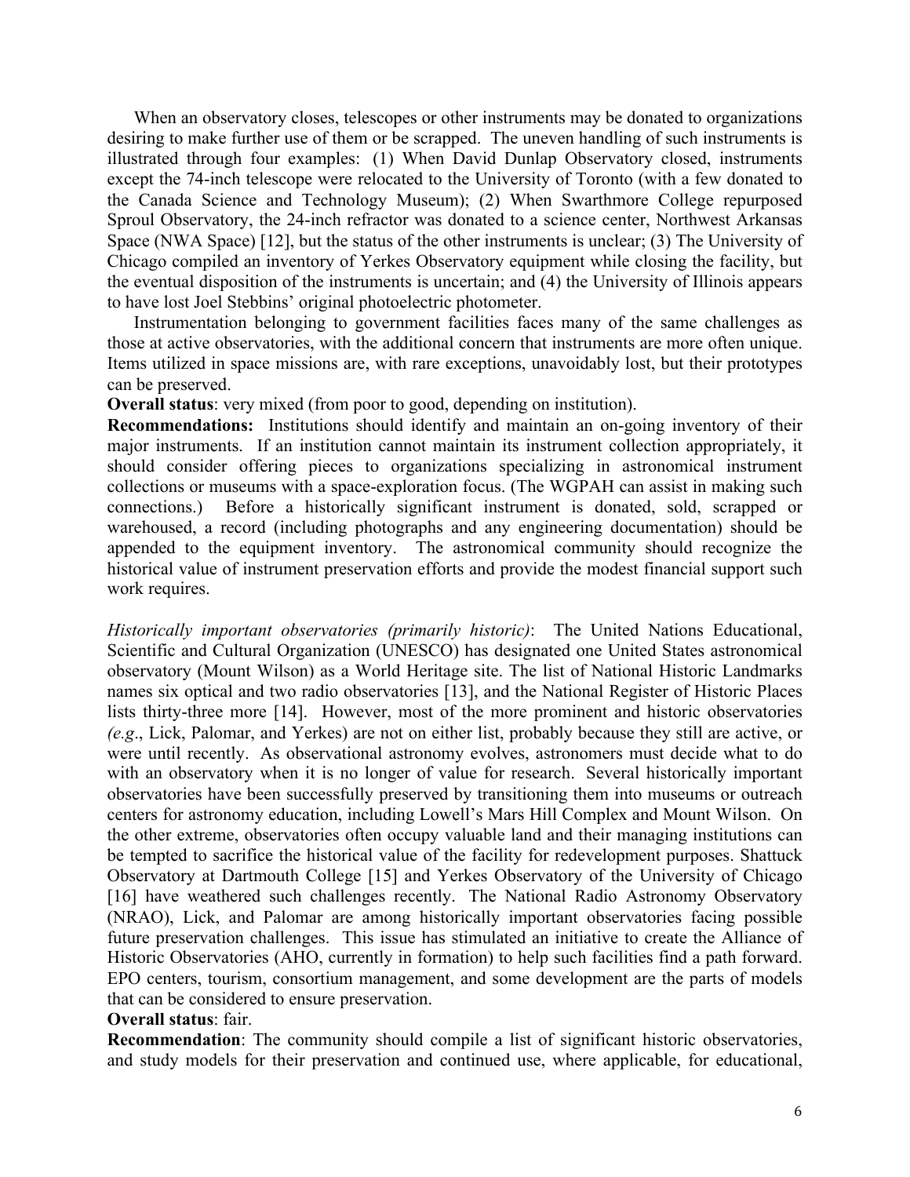When an observatory closes, telescopes or other instruments may be donated to organizations desiring to make further use of them or be scrapped. The uneven handling of such instruments is illustrated through four examples: (1) When David Dunlap Observatory closed, instruments except the 74-inch telescope were relocated to the University of Toronto (with a few donated to the Canada Science and Technology Museum); (2) When Swarthmore College repurposed Sproul Observatory, the 24-inch refractor was donated to a science center, Northwest Arkansas Space (NWA Space) [12], but the status of the other instruments is unclear; (3) The University of Chicago compiled an inventory of Yerkes Observatory equipment while closing the facility, but the eventual disposition of the instruments is uncertain; and (4) the University of Illinois appears to have lost Joel Stebbins' original photoelectric photometer.

Instrumentation belonging to government facilities faces many of the same challenges as those at active observatories, with the additional concern that instruments are more often unique. Items utilized in space missions are, with rare exceptions, unavoidably lost, but their prototypes can be preserved.

**Overall status**: very mixed (from poor to good, depending on institution).

**Recommendations:** Institutions should identify and maintain an on-going inventory of their major instruments. If an institution cannot maintain its instrument collection appropriately, it should consider offering pieces to organizations specializing in astronomical instrument collections or museums with a space-exploration focus. (The WGPAH can assist in making such connections.) Before a historically significant instrument is donated, sold, scrapped or warehoused, a record (including photographs and any engineering documentation) should be appended to the equipment inventory. The astronomical community should recognize the historical value of instrument preservation efforts and provide the modest financial support such work requires.

*Historically important observatories (primarily historic)*: The United Nations Educational, Scientific and Cultural Organization (UNESCO) has designated one United States astronomical observatory (Mount Wilson) as a World Heritage site. The list of National Historic Landmarks names six optical and two radio observatories [13], and the National Register of Historic Places lists thirty-three more [14]. However, most of the more prominent and historic observatories *(e.g*., Lick, Palomar, and Yerkes) are not on either list, probably because they still are active, or were until recently. As observational astronomy evolves, astronomers must decide what to do with an observatory when it is no longer of value for research. Several historically important observatories have been successfully preserved by transitioning them into museums or outreach centers for astronomy education, including Lowell's Mars Hill Complex and Mount Wilson. On the other extreme, observatories often occupy valuable land and their managing institutions can be tempted to sacrifice the historical value of the facility for redevelopment purposes. Shattuck Observatory at Dartmouth College [15] and Yerkes Observatory of the University of Chicago [16] have weathered such challenges recently. The National Radio Astronomy Observatory (NRAO), Lick, and Palomar are among historically important observatories facing possible future preservation challenges. This issue has stimulated an initiative to create the Alliance of Historic Observatories (AHO, currently in formation) to help such facilities find a path forward. EPO centers, tourism, consortium management, and some development are the parts of models that can be considered to ensure preservation.

**Overall status**: fair.

**Recommendation**: The community should compile a list of significant historic observatories, and study models for their preservation and continued use, where applicable, for educational,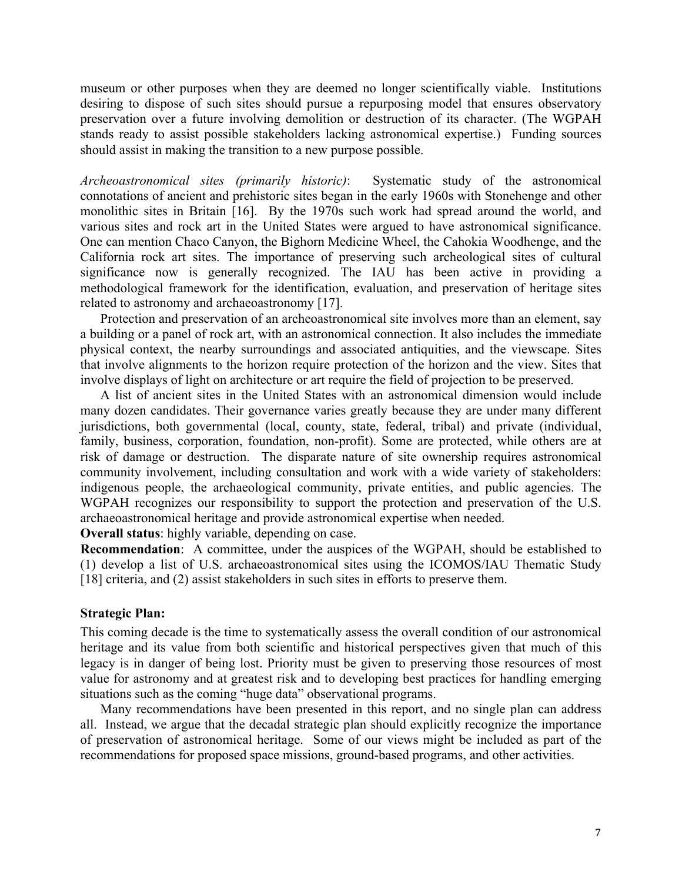museum or other purposes when they are deemed no longer scientifically viable. Institutions desiring to dispose of such sites should pursue a repurposing model that ensures observatory preservation over a future involving demolition or destruction of its character. (The WGPAH stands ready to assist possible stakeholders lacking astronomical expertise.) Funding sources should assist in making the transition to a new purpose possible.

*Archeoastronomical sites (primarily historic)*: Systematic study of the astronomical connotations of ancient and prehistoric sites began in the early 1960s with Stonehenge and other monolithic sites in Britain [16]. By the 1970s such work had spread around the world, and various sites and rock art in the United States were argued to have astronomical significance. One can mention Chaco Canyon, the Bighorn Medicine Wheel, the Cahokia Woodhenge, and the California rock art sites. The importance of preserving such archeological sites of cultural significance now is generally recognized. The IAU has been active in providing a methodological framework for the identification, evaluation, and preservation of heritage sites related to astronomy and archaeoastronomy [17].

Protection and preservation of an archeoastronomical site involves more than an element, say a building or a panel of rock art, with an astronomical connection. It also includes the immediate physical context, the nearby surroundings and associated antiquities, and the viewscape. Sites that involve alignments to the horizon require protection of the horizon and the view. Sites that involve displays of light on architecture or art require the field of projection to be preserved.

A list of ancient sites in the United States with an astronomical dimension would include many dozen candidates. Their governance varies greatly because they are under many different jurisdictions, both governmental (local, county, state, federal, tribal) and private (individual, family, business, corporation, foundation, non-profit). Some are protected, while others are at risk of damage or destruction. The disparate nature of site ownership requires astronomical community involvement, including consultation and work with a wide variety of stakeholders: indigenous people, the archaeological community, private entities, and public agencies. The WGPAH recognizes our responsibility to support the protection and preservation of the U.S. archaeoastronomical heritage and provide astronomical expertise when needed.

**Overall status**: highly variable, depending on case.

**Recommendation**: A committee, under the auspices of the WGPAH, should be established to (1) develop a list of U.S. archaeoastronomical sites using the ICOMOS/IAU Thematic Study [18] criteria, and (2) assist stakeholders in such sites in efforts to preserve them.

**Strategic Plan:**

This coming decade is the time to systematically assess the overall condition of our astronomical heritage and its value from both scientific and historical perspectives given that much of this legacy is in danger of being lost. Priority must be given to preserving those resources of most value for astronomy and at greatest risk and to developing best practices for handling emerging situations such as the coming "huge data" observational programs.

Many recommendations have been presented in this report, and no single plan can address all. Instead, we argue that the decadal strategic plan should explicitly recognize the importance of preservation of astronomical heritage. Some of our views might be included as part of the recommendations for proposed space missions, ground-based programs, and other activities.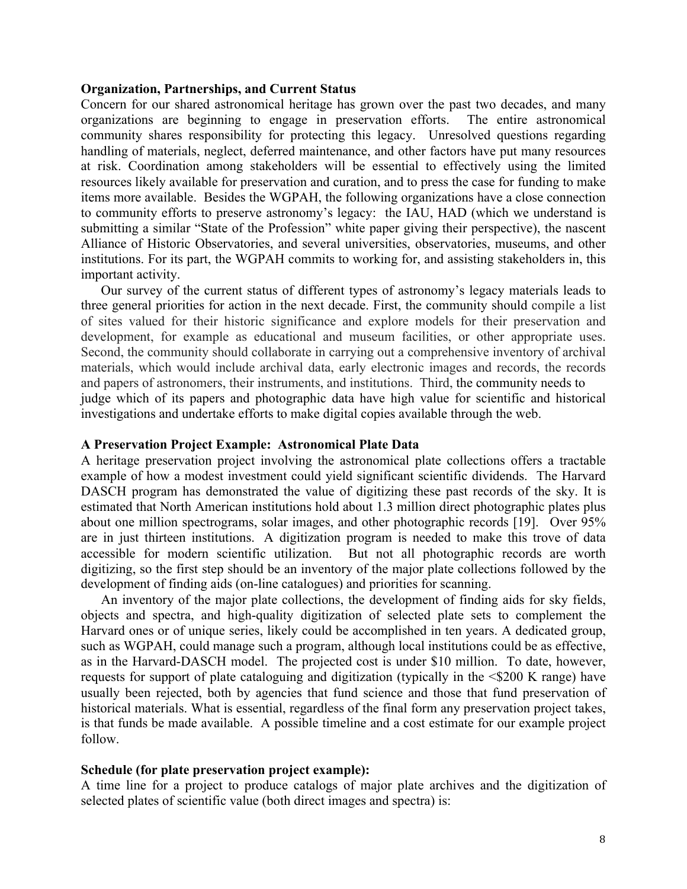**Organization, Partnerships, and Current Status**

Concern for our shared astronomical heritage has grown over the past two decades, and many organizations are beginning to engage in preservation efforts. The entire astronomical community shares responsibility for protecting this legacy. Unresolved questions regarding handling of materials, neglect, deferred maintenance, and other factors have put many resources at risk. Coordination among stakeholders will be essential to effectively using the limited resources likely available for preservation and curation, and to press the case for funding to make items more available. Besides the WGPAH, the following organizations have a close connection to community efforts to preserve astronomy's legacy: the IAU, HAD (which we understand is submitting a similar "State of the Profession" white paper giving their perspective), the nascent Alliance of Historic Observatories, and several universities, observatories, museums, and other institutions. For its part, the WGPAH commits to working for, and assisting stakeholders in, this important activity.

Our survey of the current status of different types of astronomy's legacy materials leads to three general priorities for action in the next decade. First, the community should compile a list of sites valued for their historic significance and explore models for their preservation and development, for example as educational and museum facilities, or other appropriate uses. Second, the community should collaborate in carrying out a comprehensive inventory of archival materials, which would include archival data, early electronic images and records, the records and papers of astronomers, their instruments, and institutions. Third, the community needs to judge which of its papers and photographic data have high value for scientific and historical investigations and undertake efforts to make digital copies available through the web.

**A Preservation Project Example: Astronomical Plate Data**

A heritage preservation project involving the astronomical plate collections offers a tractable example of how a modest investment could yield significant scientific dividends. The Harvard DASCH program has demonstrated the value of digitizing these past records of the sky. It is estimated that North American institutions hold about 1.3 million direct photographic plates plus about one million spectrograms, solar images, and other photographic records [19]. Over 95% are in just thirteen institutions. A digitization program is needed to make this trove of data accessible for modern scientific utilization. But not all photographic records are worth digitizing, so the first step should be an inventory of the major plate collections followed by the development of finding aids (on-line catalogues) and priorities for scanning.

An inventory of the major plate collections, the development of finding aids for sky fields, objects and spectra, and high-quality digitization of selected plate sets to complement the Harvard ones or of unique series, likely could be accomplished in ten years. A dedicated group, such as WGPAH, could manage such a program, although local institutions could be as effective, as in the Harvard-DASCH model. The projected cost is under $10 million. To date, however, requests for support of plate cataloguing and digitization (typically in the <$200 K range) have usually been rejected, both by agencies that fund science and those that fund preservation of historical materials. What is essential, regardless of the final form any preservation project takes, is that funds be made available. A possible timeline and a cost estimate for our example project follow.

**Schedule (for plate preservation project example):**

A time line for a project to produce catalogs of major plate archives and the digitization of selected plates of scientific value (both direct images and spectra) is: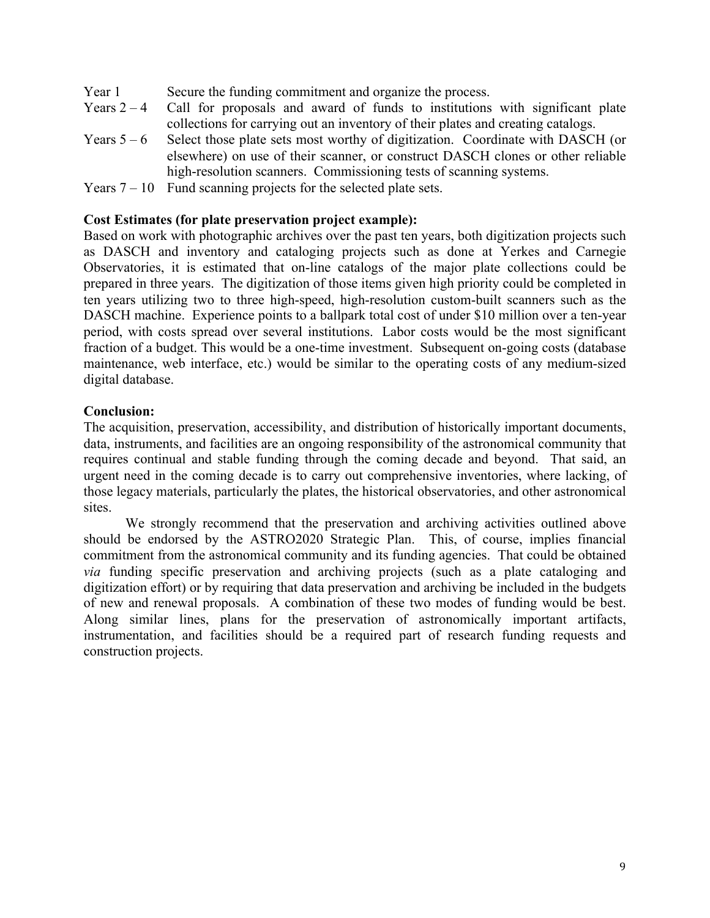Year 1 Secure the funding commitment and organize the process.

Years 2 – 4 Call for proposals and award of funds to institutions with significant plate collections for carrying out an inventory of their plates and creating catalogs.

Years 5 – 6 Select those plate sets most worthy of digitization. Coordinate with DASCH (or elsewhere) on use of their scanner, or construct DASCH clones or other reliable high-resolution scanners. Commissioning tests of scanning systems.

Years 7 – 10 Fund scanning projects for the selected plate sets.

**Cost Estimates (for plate preservation project example):**

Based on work with photographic archives over the past ten years, both digitization projects such as DASCH and inventory and cataloging projects such as done at Yerkes and Carnegie Observatories, it is estimated that on-line catalogs of the major plate collections could be prepared in three years. The digitization of those items given high priority could be completed in ten years utilizing two to three high-speed, high-resolution custom-built scanners such as the DASCH machine. Experience points to a ballpark total cost of under $10 million over a ten-year period, with costs spread over several institutions. Labor costs would be the most significant fraction of a budget. This would be a one-time investment. Subsequent on-going costs (database maintenance, web interface, etc.) would be similar to the operating costs of any medium-sized digital database.

**Conclusion:**

The acquisition, preservation, accessibility, and distribution of historically important documents, data, instruments, and facilities are an ongoing responsibility of the astronomical community that requires continual and stable funding through the coming decade and beyond. That said, an urgent need in the coming decade is to carry out comprehensive inventories, where lacking, of those legacy materials, particularly the plates, the historical observatories, and other astronomical sites.

We strongly recommend that the preservation and archiving activities outlined above should be endorsed by the ASTRO2020 Strategic Plan. This, of course, implies financial commitment from the astronomical community and its funding agencies. That could be obtained *via* funding specific preservation and archiving projects (such as a plate cataloging and digitization effort) or by requiring that data preservation and archiving be included in the budgets of new and renewal proposals. A combination of these two modes of funding would be best. Along similar lines, plans for the preservation of astronomically important artifacts, instrumentation, and facilities should be a required part of research funding requests and construction projects.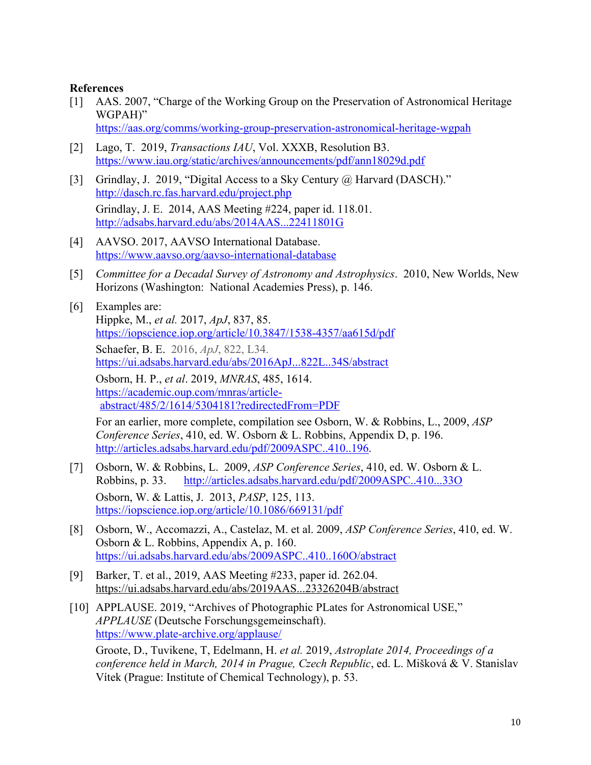**References**

[1] AAS. 2007, "Charge of the Working Group on the Preservation of Astronomical Heritage WGPAH)"
https://aas.org/comms/working-group-preservation-astronomical-heritage-wgpah

[2] Lago, T. 2019, *Transactions IAU*, Vol. XXXB, Resolution B3.
https://www.iau.org/static/archives/announcements/pdf/ann18029d.pdf

[3] Grindlay, J. 2019, "Digital Access to a Sky Century @ Harvard (DASCH)."
http://dasch.rc.fas.harvard.edu/project.php
Grindlay, J. E. 2014, AAS Meeting #224, paper id. 118.01.
http://adsabs.harvard.edu/abs/2014AAS...22411801G

[4] AAVSO. 2017, AAVSO International Database.
https://www.aavso.org/aavso-international-database

[5] *Committee for a Decadal Survey of Astronomy and Astrophysics*. 2010, New Worlds, New Horizons (Washington: National Academies Press), p. 146.

[6] Examples are:
Hippke, M., *et al.* 2017, *ApJ*, 837, 85.
https://iopscience.iop.org/article/10.3847/1538-4357/aa615d/pdf
Schaefer, B. E. 2016, *ApJ*, 822, L34.
https://ui.adsabs.harvard.edu/abs/2016ApJ...822L..34S/abstract
Osborn, H. P., *et al*. 2019, *MNRAS*, 485, 1614.
https://academic.oup.com/mnras/article-abstract/485/2/1614/5304181?redirectedFrom=PDF
For an earlier, more complete, compilation see Osborn, W. & Robbins, L., 2009, *ASP Conference Series*, 410, ed. W. Osborn & L. Robbins, Appendix D, p. 196.
http://articles.adsabs.harvard.edu/pdf/2009ASPC..410..196.

[7] Osborn, W. & Robbins, L. 2009, *ASP Conference Series*, 410, ed. W. Osborn & L. Robbins, p. 33. http://articles.adsabs.harvard.edu/pdf/2009ASPC..410...33O
Osborn, W. & Lattis, J. 2013, *PASP*, 125, 113.
https://iopscience.iop.org/article/10.1086/669131/pdf

[8] Osborn, W., Accomazzi, A., Castelaz, M. et al. 2009, *ASP Conference Series*, 410, ed. W. Osborn & L. Robbins, Appendix A, p. 160.
https://ui.adsabs.harvard.edu/abs/2009ASPC..410..160O/abstract

[9] Barker, T. et al., 2019, AAS Meeting #233, paper id. 262.04.
https://ui.adsabs.harvard.edu/abs/2019AAS...23326204B/abstract

[10] APPLAUSE. 2019, "Archives of Photographic PLates for Astronomical USE," *APPLAUSE* (Deutsche Forschungsgemeinschaft).
https://www.plate-archive.org/applause/
Groote, D., Tuvikene, T, Edelmann, H. *et al.* 2019, *Astroplate 2014, Proceedings of a conference held in March, 2014 in Prague, Czech Republic*, ed. L. Mišková & V. Stanislav Vítek (Prague: Institute of Chemical Technology), p. 53.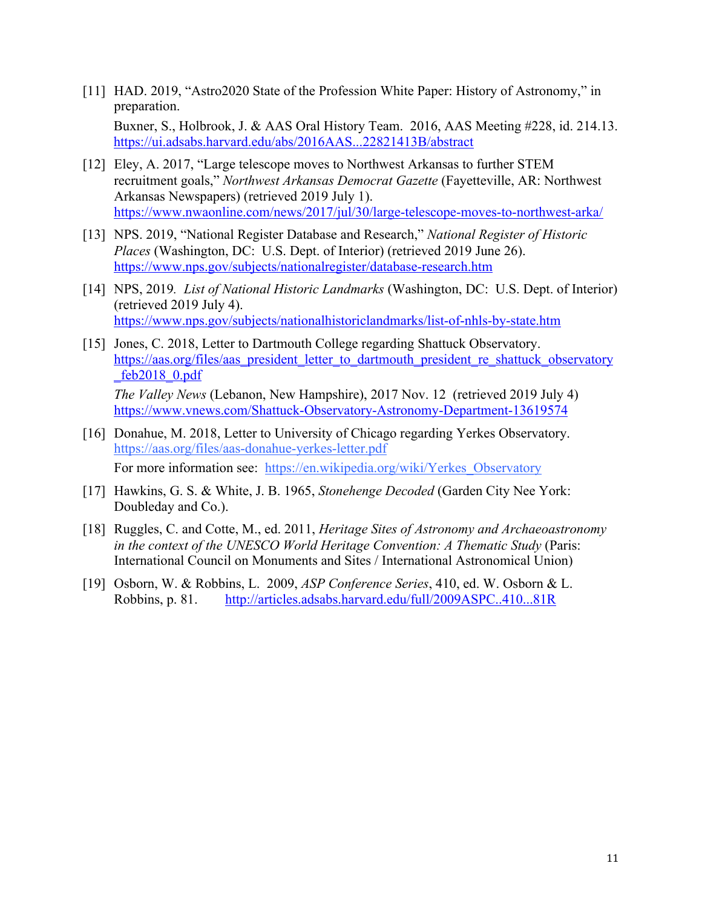[11] HAD. 2019, "Astro2020 State of the Profession White Paper: History of Astronomy," in preparation.

Buxner, S., Holbrook, J. & AAS Oral History Team. 2016, AAS Meeting #228, id. 214.13. https://ui.adsabs.harvard.edu/abs/2016AAS...22821413B/abstract

[12] Eley, A. 2017, "Large telescope moves to Northwest Arkansas to further STEM recruitment goals," *Northwest Arkansas Democrat Gazette* (Fayetteville, AR: Northwest Arkansas Newspapers) (retrieved 2019 July 1). https://www.nwaonline.com/news/2017/jul/30/large-telescope-moves-to-northwest-arka/

[13] NPS. 2019, "National Register Database and Research," *National Register of Historic Places* (Washington, DC: U.S. Dept. of Interior) (retrieved 2019 June 26). https://www.nps.gov/subjects/nationalregister/database-research.htm

[14] NPS, 2019. *List of National Historic Landmarks* (Washington, DC: U.S. Dept. of Interior) (retrieved 2019 July 4). https://www.nps.gov/subjects/nationalhistoriclandmarks/list-of-nhls-by-state.htm

[15] Jones, C. 2018, Letter to Dartmouth College regarding Shattuck Observatory. https://aas.org/files/aas_president_letter_to_dartmouth_president_re_shattuck_observatory_feb2018_0.pdf

*The Valley News* (Lebanon, New Hampshire), 2017 Nov. 12 (retrieved 2019 July 4) https://www.vnews.com/Shattuck-Observatory-Astronomy-Department-13619574

[16] Donahue, M. 2018, Letter to University of Chicago regarding Yerkes Observatory. https://aas.org/files/aas-donahue-yerkes-letter.pdf

For more information see: https://en.wikipedia.org/wiki/Yerkes_Observatory

[17] Hawkins, G. S. & White, J. B. 1965, *Stonehenge Decoded* (Garden City Nee York: Doubleday and Co.).

[18] Ruggles, C. and Cotte, M., ed. 2011, *Heritage Sites of Astronomy and Archaeoastronomy in the context of the UNESCO World Heritage Convention: A Thematic Study* (Paris: International Council on Monuments and Sites / International Astronomical Union)

[19] Osborn, W. & Robbins, L. 2009, *ASP Conference Series*, 410, ed. W. Osborn & L. Robbins, p. 81. http://articles.adsabs.harvard.edu/full/2009ASPC..410...81R